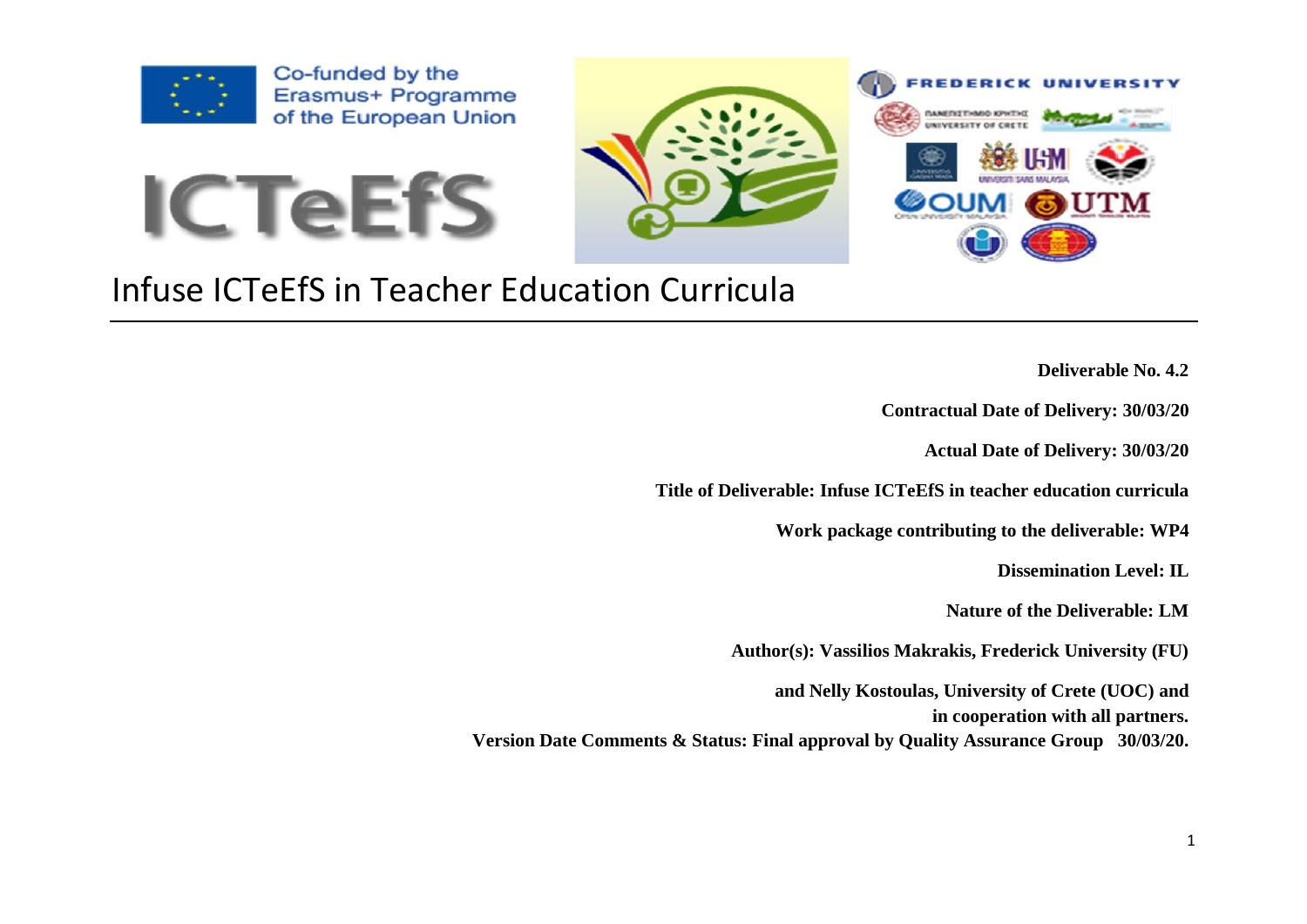Co-funded by the Erasmus+ Programme of the European Union

ICTeEfS

# Infuse ICTeEfS in Teacher Education Curricula

**Deliverable No. 4.2**

**Contractual Date of Delivery: 30/03/20**

**Actual Date of Delivery: 30/03/20**

**Title of Deliverable: Infuse ICTeEfS in teacher education curricula**

**Work package contributing to the deliverable: WP4**

**Dissemination Level: IL**

**Nature of the Deliverable: LM**

**Author(s): Vassilios Makrakis, Frederick University (FU)**

**and Nelly Kostoulas, University of Crete (UOC) and in cooperation with all partners.**

**Version Date Comments & Status: Final approval by Quality Assurance Group 30/03/20.**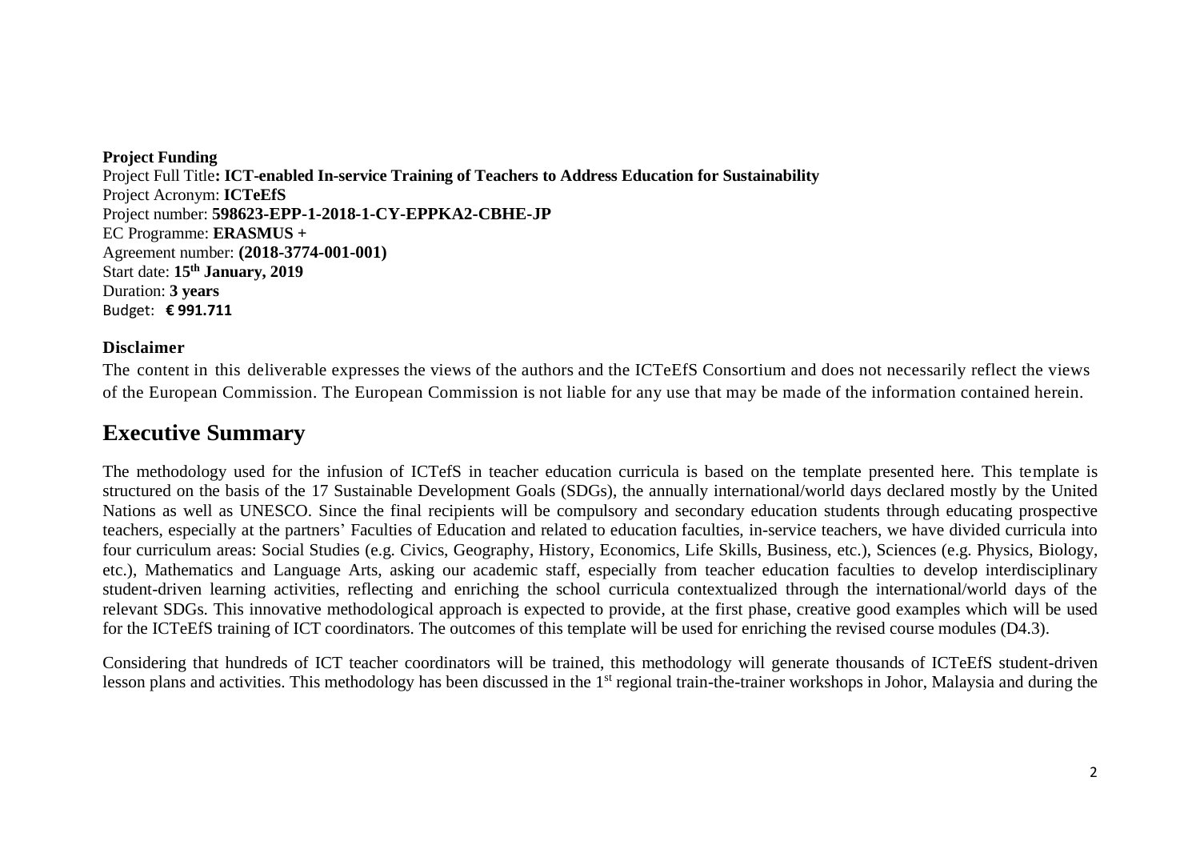**Project Funding**

Project Full Title**: ICT-enabled In-service Training of Teachers to Address Education for Sustainability**
Project Acronym: **ICTeEfS**
Project number: **598623-EPP-1-2018-1-CY-EPPKA2-CBHE-JP**
EC Programme: **ERASMUS +**
Agreement number: **(2018-3774-001-001)**
Start date: **15th January, 2019**
Duration: **3 years**
Budget: **€ 991.711**

**Disclaimer**

The content in this deliverable expresses the views of the authors and the ICTeEfS Consortium and does not necessarily reflect the views of the European Commission. The European Commission is not liable for any use that may be made of the information contained herein.

## Executive Summary

The methodology used for the infusion of ICTefS in teacher education curricula is based on the template presented here. This template is structured on the basis of the 17 Sustainable Development Goals (SDGs), the annually international/world days declared mostly by the United Nations as well as UNESCO. Since the final recipients will be compulsory and secondary education students through educating prospective teachers, especially at the partners' Faculties of Education and related to education faculties, in-service teachers, we have divided curricula into four curriculum areas: Social Studies (e.g. Civics, Geography, History, Economics, Life Skills, Business, etc.), Sciences (e.g. Physics, Biology, etc.), Mathematics and Language Arts, asking our academic staff, especially from teacher education faculties to develop interdisciplinary student-driven learning activities, reflecting and enriching the school curricula contextualized through the international/world days of the relevant SDGs. This innovative methodological approach is expected to provide, at the first phase, creative good examples which will be used for the ICTeEfS training of ICT coordinators. The outcomes of this template will be used for enriching the revised course modules (D4.3).

Considering that hundreds of ICT teacher coordinators will be trained, this methodology will generate thousands of ICTeEfS student-driven lesson plans and activities. This methodology has been discussed in the 1st regional train-the-trainer workshops in Johor, Malaysia and during the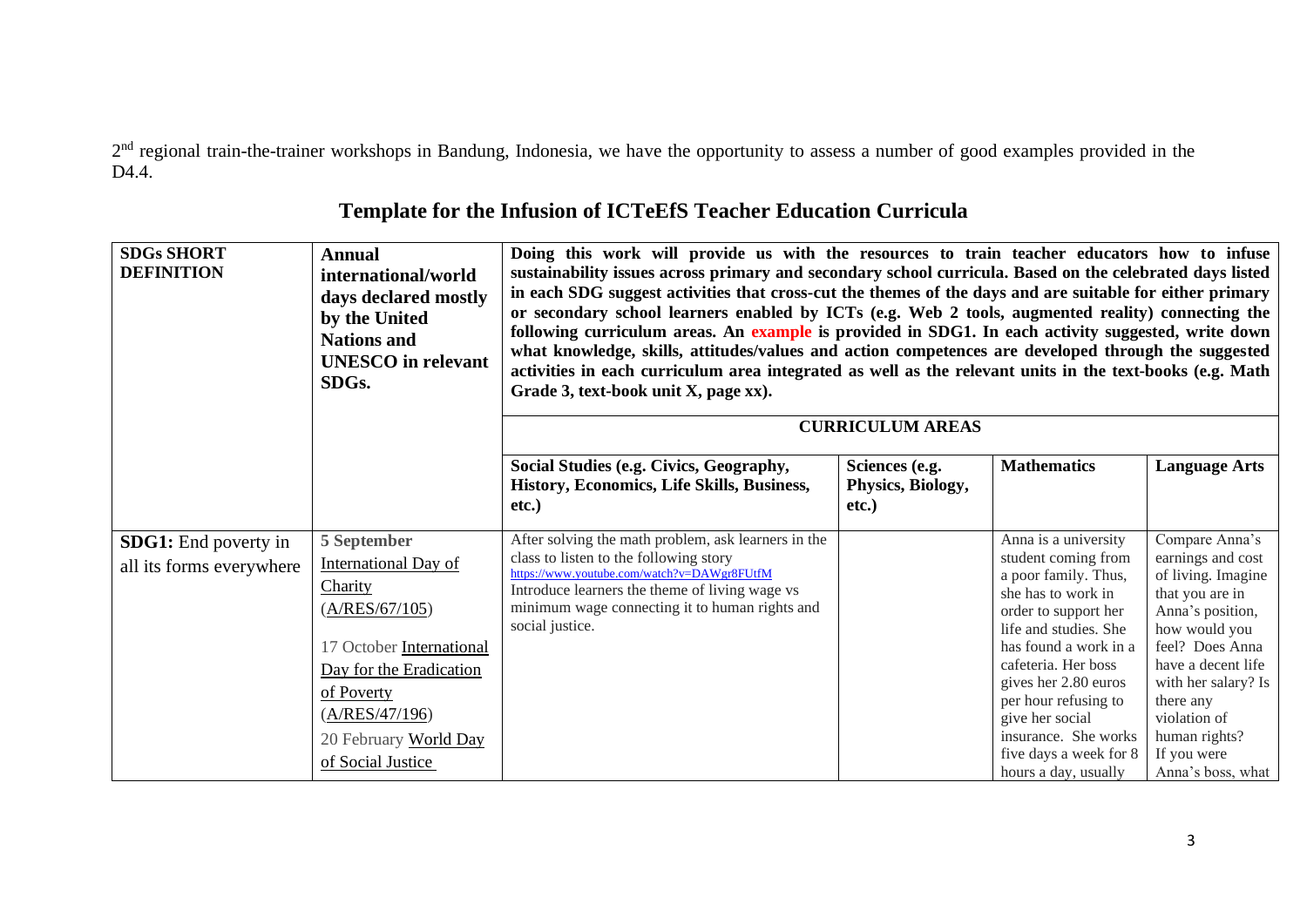2[nd] regional train-the-trainer workshops in Bandung, Indonesia, we have the opportunity to assess a number of good examples provided in the D4.4.

## Template for the Infusion of ICTeEfS Teacher Education Curricula

| SDGs SHORT DEFINITION | Annual international/world days declared mostly by the United Nations and UNESCO in relevant SDGs. | Doing this work will provide us with the resources to train teacher educators how to infuse sustainability issues across primary and secondary school curricula. Based on the celebrated days listed in each SDG suggest activities that cross-cut the themes of the days and are suitable for either primary or secondary school learners enabled by ICTs (e.g. Web 2 tools, augmented reality) connecting the following curriculum areas. An example is provided in SDG1. In each activity suggested, write down what knowledge, skills, attitudes/values and action competences are developed through the suggested activities in each curriculum area integrated as well as the relevant units in the text-books (e.g. Math Grade 3, text-book unit X, page xx). | | | |
|---|---|---|---|---|---|
| | | **CURRICULUM AREAS** | | | |
| | | **Social Studies (e.g. Civics, Geography, History, Economics, Life Skills, Business, etc.)** | **Sciences (e.g. Physics, Biology, etc.)** | **Mathematics** | **Language Arts** |
| **SDG1:** End poverty in all its forms everywhere | **5 September** International Day of Charity (A/RES/67/105)<br>17 October International Day for the Eradication of Poverty (A/RES/47/196)<br>20 February World Day of Social Justice | After solving the math problem, ask learners in the class to listen to the following story https://www.youtube.com/watch?v=DAWgr8FUtfM Introduce learners the theme of living wage vs minimum wage connecting it to human rights and social justice. | | Anna is a university student coming from a poor family. Thus, she has to work in order to support her life and studies. She has found a work in a cafeteria. Her boss gives her 2.80 euros per hour refusing to give her social insurance. She works five days a week for 8 hours a day, usually | Compare Anna's earnings and cost of living. Imagine that you are in Anna's position, how would you feel? Does Anna have a decent life with her salary? Is there any violation of human rights? If you were Anna's boss, what |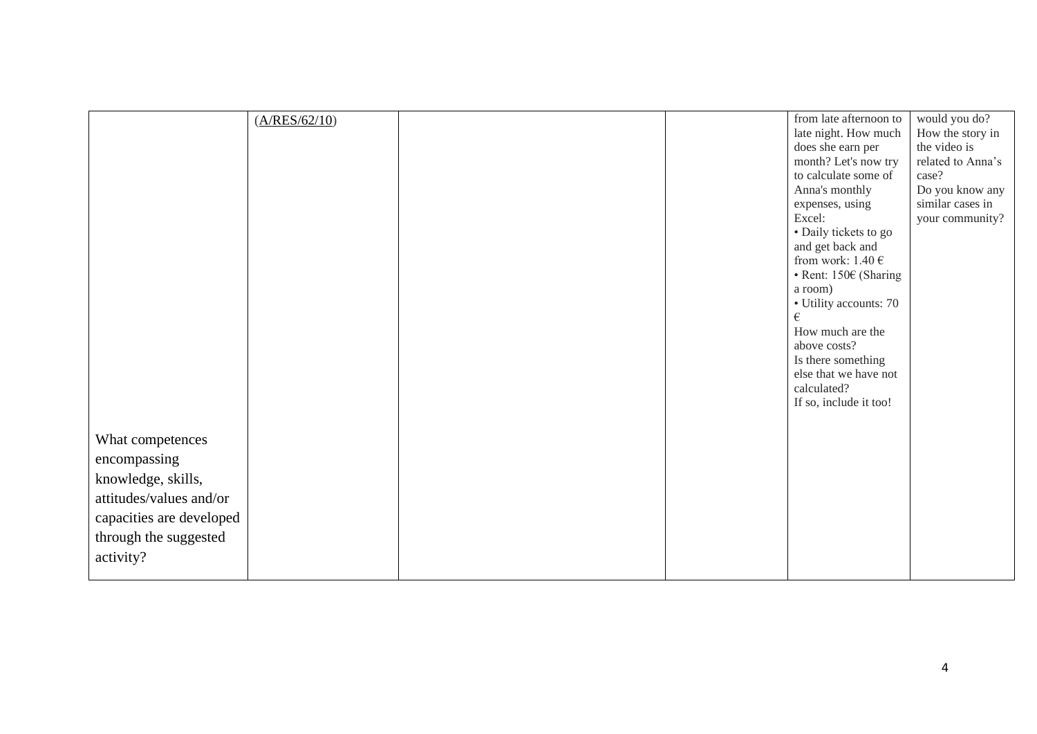| | | | | | |
|---|---|---|---|---|---|
| | (A/RES/62/10) | | | from late afternoon to late night. How much does she earn per month? Let's now try to calculate some of Anna's monthly expenses, using Excel:<br>• Daily tickets to go and get back and from work: 1.40 €<br>• Rent: 150€ (Sharing a room)<br>• Utility accounts: 70 €<br>How much are the above costs?<br>Is there something else that we have not calculated?<br>If so, include it too! | would you do?<br>How the story in the video is related to Anna's case?<br>Do you know any similar cases in your community? |
| What competences encompassing knowledge, skills, attitudes/values and/or capacities are developed through the suggested activity? | | | | | |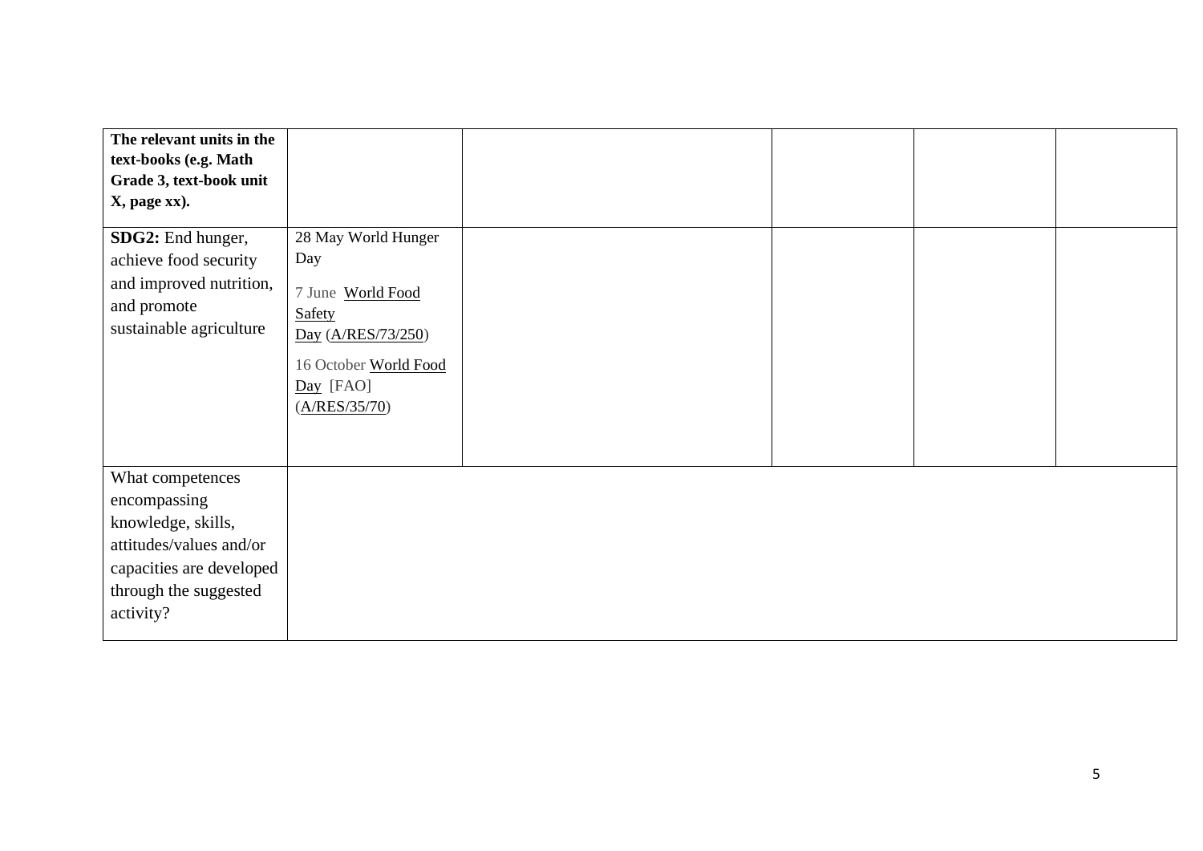| **The relevant units in the text-books (e.g. Math Grade 3, text-book unit X, page xx).** | | | | | |
|---|---|---|---|---|---|
| **SDG2:** End hunger, achieve food security and improved nutrition, and promote sustainable agriculture | 28 May World Hunger Day<br><br>7 June World Food Safety Day (A/RES/73/250)<br><br>16 October World Food Day [FAO] (A/RES/35/70) | | | | |
| What competences encompassing knowledge, skills, attitudes/values and/or capacities are developed through the suggested activity? | | | | | |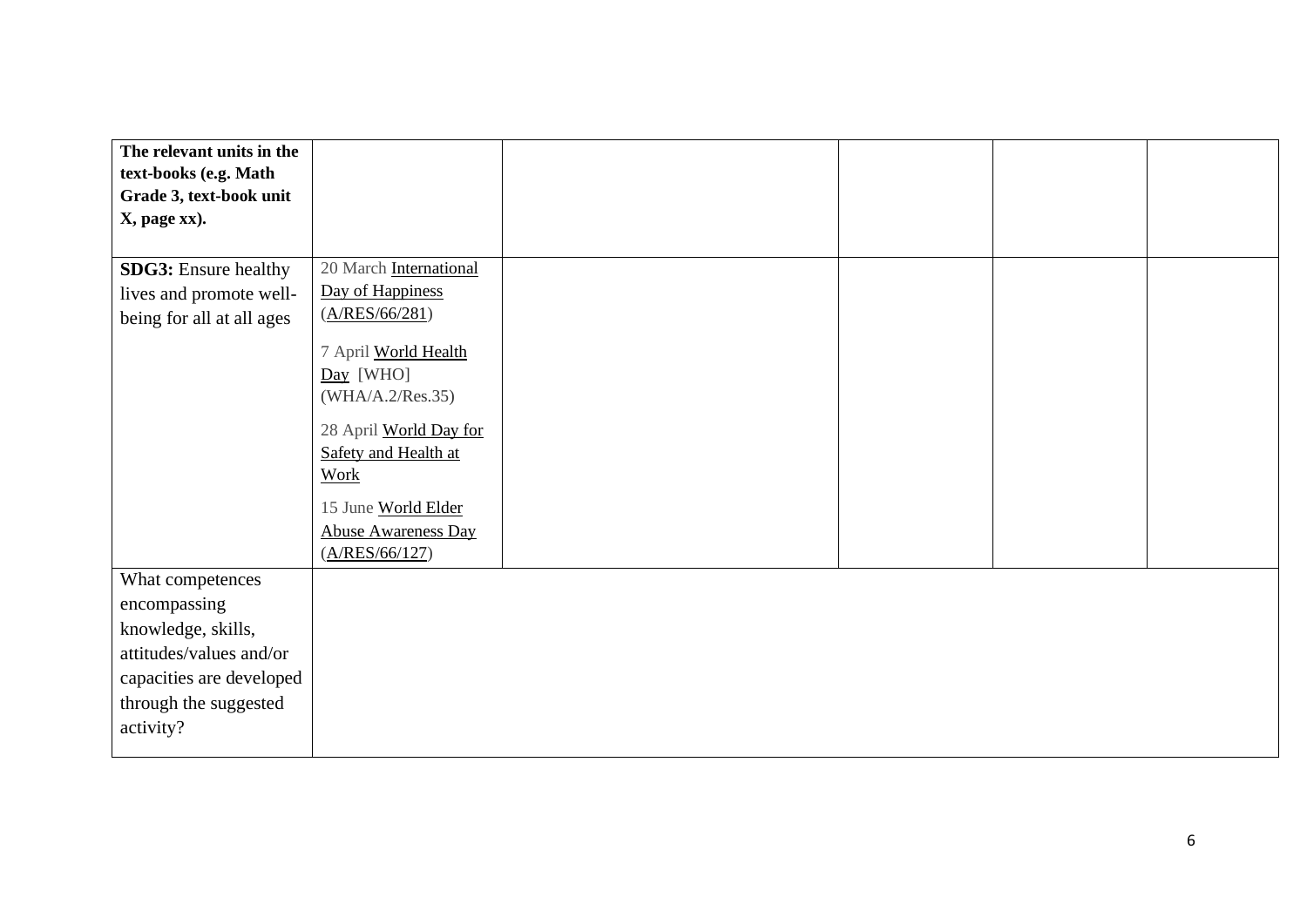| **The relevant units in the text-books (e.g. Math Grade 3, text-book unit X, page xx).** | | | | | |
|---|---|---|---|---|---|
| **SDG3:** Ensure healthy lives and promote well-being for all at all ages | 20 March International Day of Happiness (A/RES/66/281)<br><br>7 April World Health Day [WHO] (WHA/A.2/Res.35)<br><br>28 April World Day for Safety and Health at Work<br><br>15 June World Elder Abuse Awareness Day (A/RES/66/127) | | | | |
| What competences encompassing knowledge, skills, attitudes/values and/or capacities are developed through the suggested activity? | | | | | |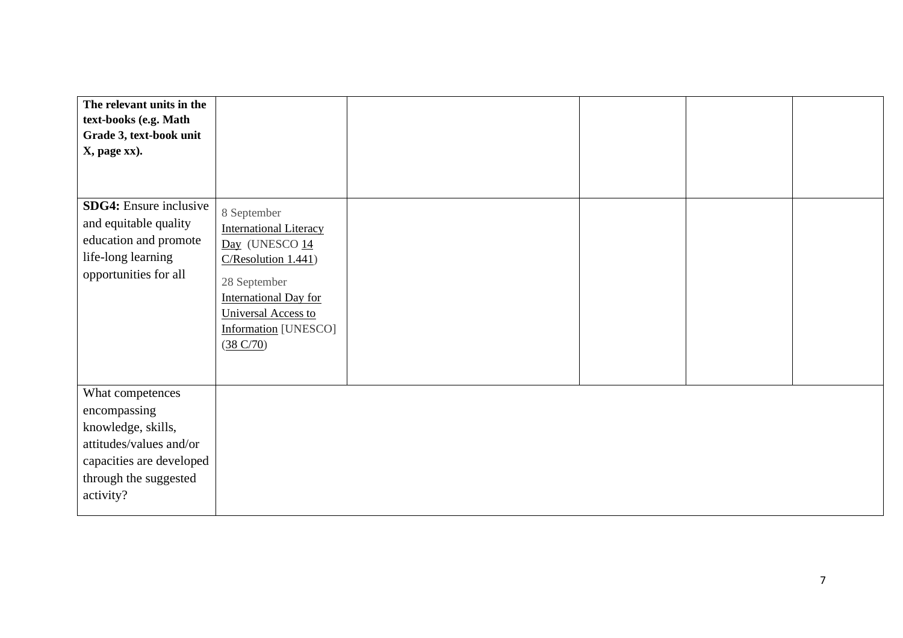| **The relevant units in the text-books (e.g. Math Grade 3, text-book unit X, page xx).** | | | | | |
|---|---|---|---|---|---|
| **SDG4:** Ensure inclusive and equitable quality education and promote life-long learning opportunities for all | 8 September International Literacy Day (UNESCO 14 C/Resolution 1.441)<br><br>28 September International Day for Universal Access to Information [UNESCO] (38 C/70) | | | | |
| What competences encompassing knowledge, skills, attitudes/values and/or capacities are developed through the suggested activity? | | | | | |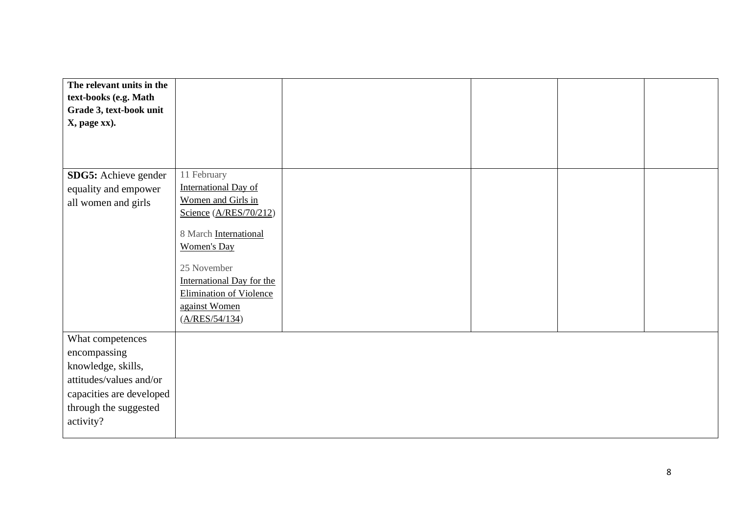| **The relevant units in the text-books (e.g. Math Grade 3, text-book unit X, page xx).** | | | | | |
|---|---|---|---|---|---|
| **SDG5:** Achieve gender equality and empower all women and girls | 11 February International Day of Women and Girls in Science (A/RES/70/212)<br><br>8 March International Women's Day<br><br>25 November International Day for the Elimination of Violence against Women (A/RES/54/134) | | | | |
| What competences encompassing knowledge, skills, attitudes/values and/or capacities are developed through the suggested activity? | | | | | |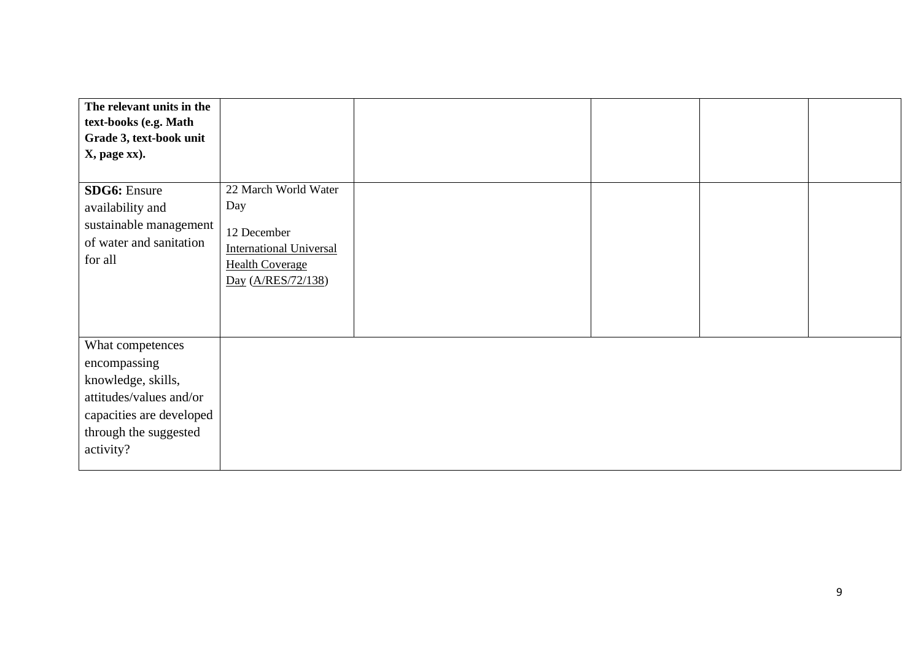| **The relevant units in the text-books (e.g. Math Grade 3, text-book unit X, page xx).** | | | | | |
|---|---|---|---|---|---|
| **SDG6:** Ensure availability and sustainable management of water and sanitation for all | 22 March World Water Day<br><br>12 December International Universal Health Coverage Day (A/RES/72/138) | | | | |
| What competences encompassing knowledge, skills, attitudes/values and/or capacities are developed through the suggested activity? | | | | | |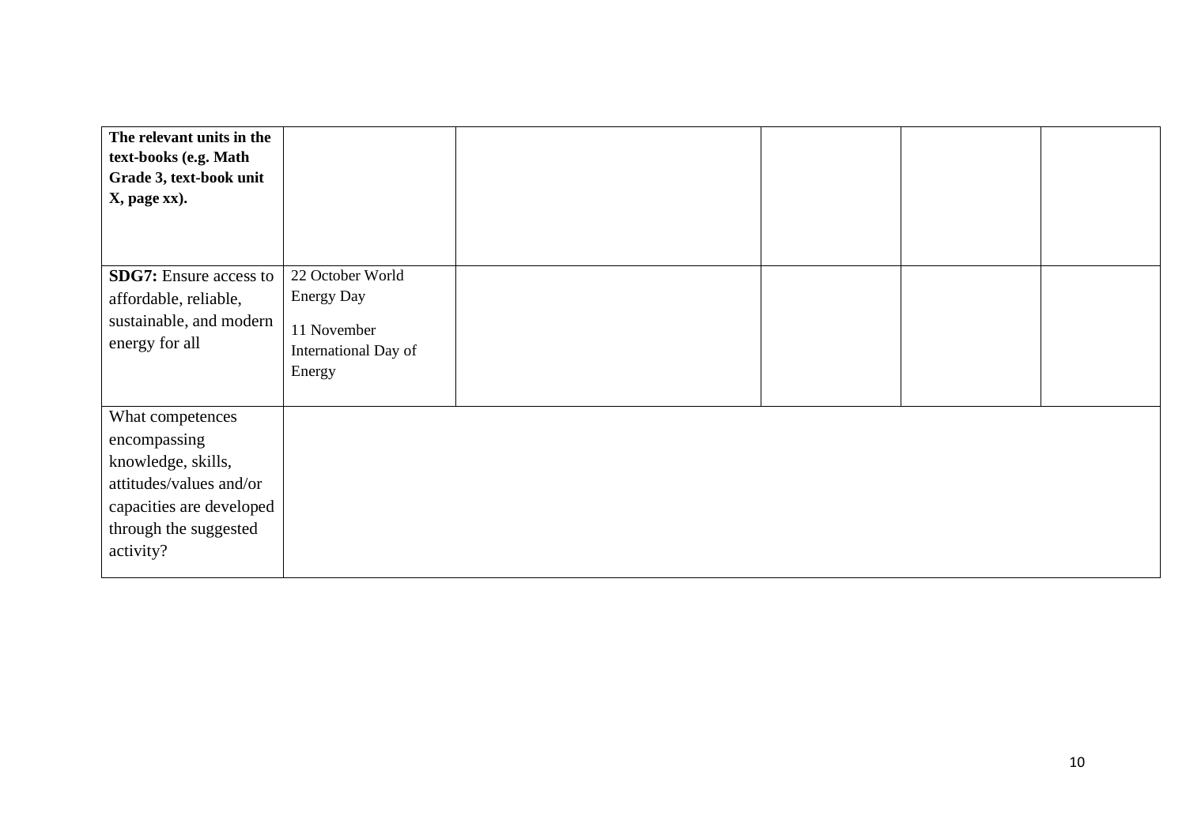| **The relevant units in the text-books (e.g. Math Grade 3, text-book unit X, page xx).** | | | | | |
|---|---|---|---|---|---|
| **SDG7:** Ensure access to affordable, reliable, sustainable, and modern energy for all | 22 October World Energy Day<br><br>11 November International Day of Energy | | | | |
| What competences encompassing knowledge, skills, attitudes/values and/or capacities are developed through the suggested activity? | | | | | |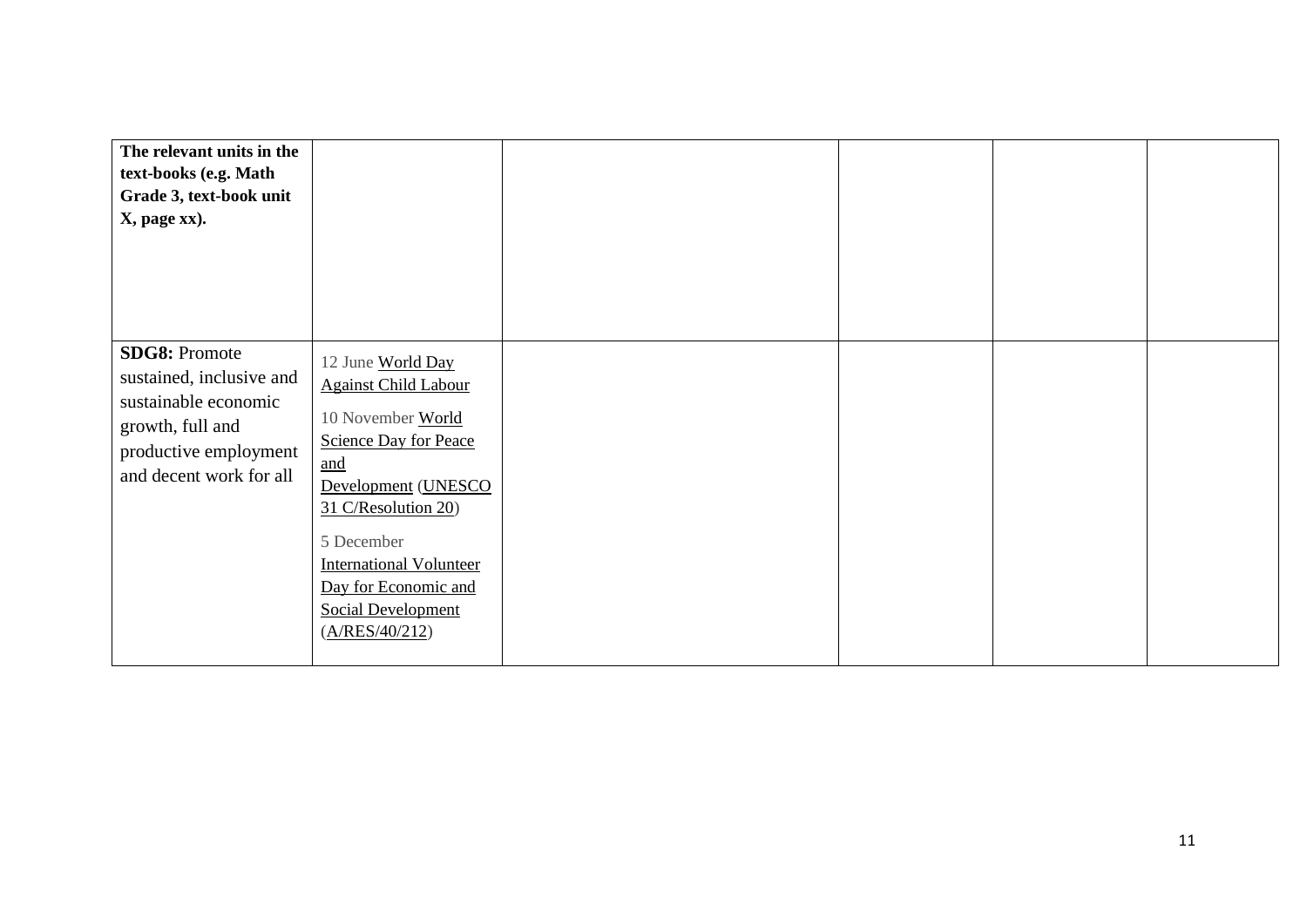| | | | | | |
|---|---|---|---|---|---|
| **The relevant units in the text-books (e.g. Math Grade 3, text-book unit X, page xx).** | | | | | |
| **SDG8:** Promote sustained, inclusive and sustainable economic growth, full and productive employment and decent work for all | 12 June World Day Against Child Labour<br><br>10 November World Science Day for Peace and Development (UNESCO 31 C/Resolution 20)<br><br>5 December International Volunteer Day for Economic and Social Development (A/RES/40/212) | | | | |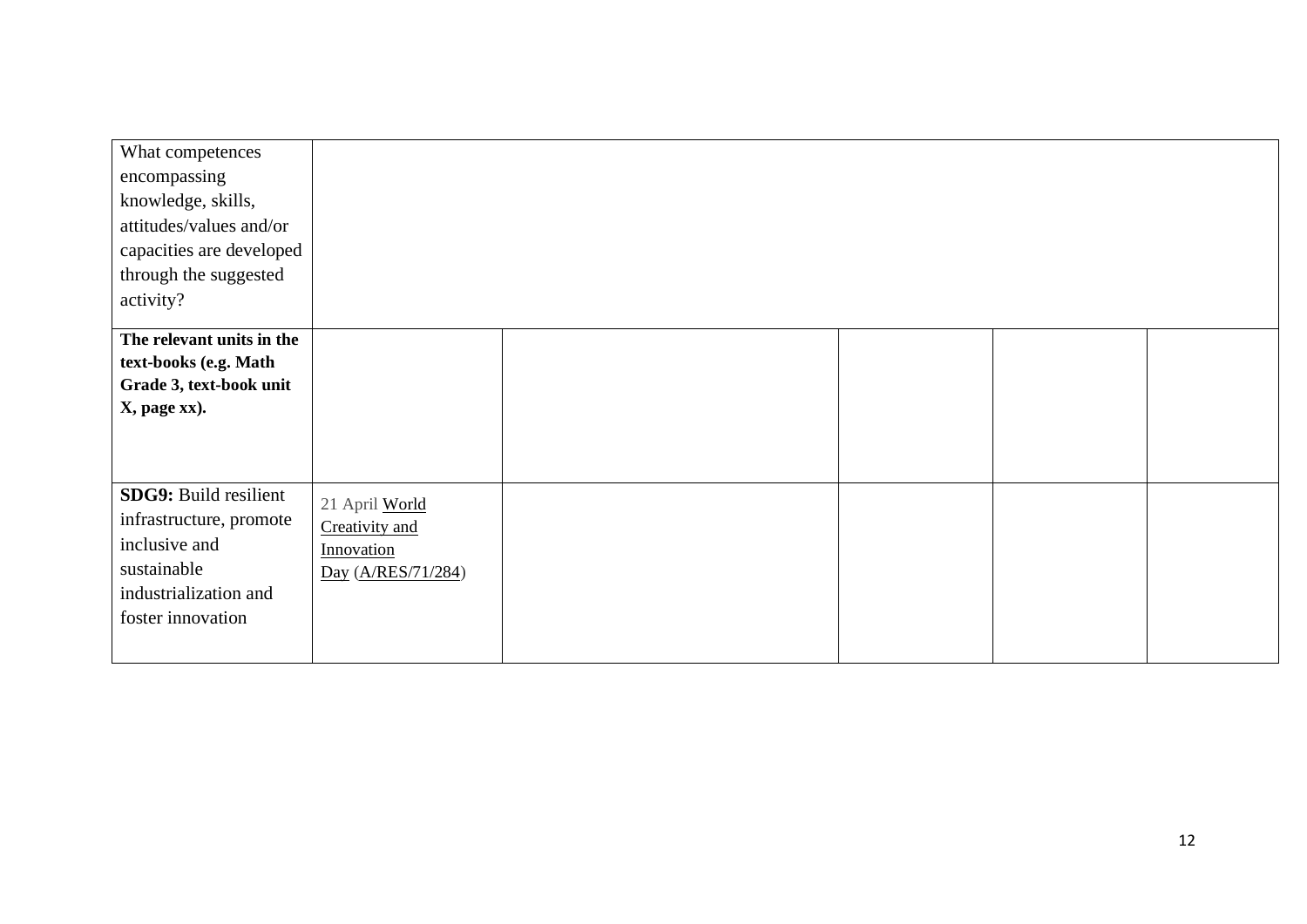| What competences encompassing knowledge, skills, attitudes/values and/or capacities are developed through the suggested activity? | | | | | |
|---|---|---|---|---|---|
| **The relevant units in the text-books (e.g. Math Grade 3, text-book unit X, page xx).** | | | | | |
| **SDG9:** Build resilient infrastructure, promote inclusive and sustainable industrialization and foster innovation | 21 April World Creativity and Innovation Day (A/RES/71/284) | | | | |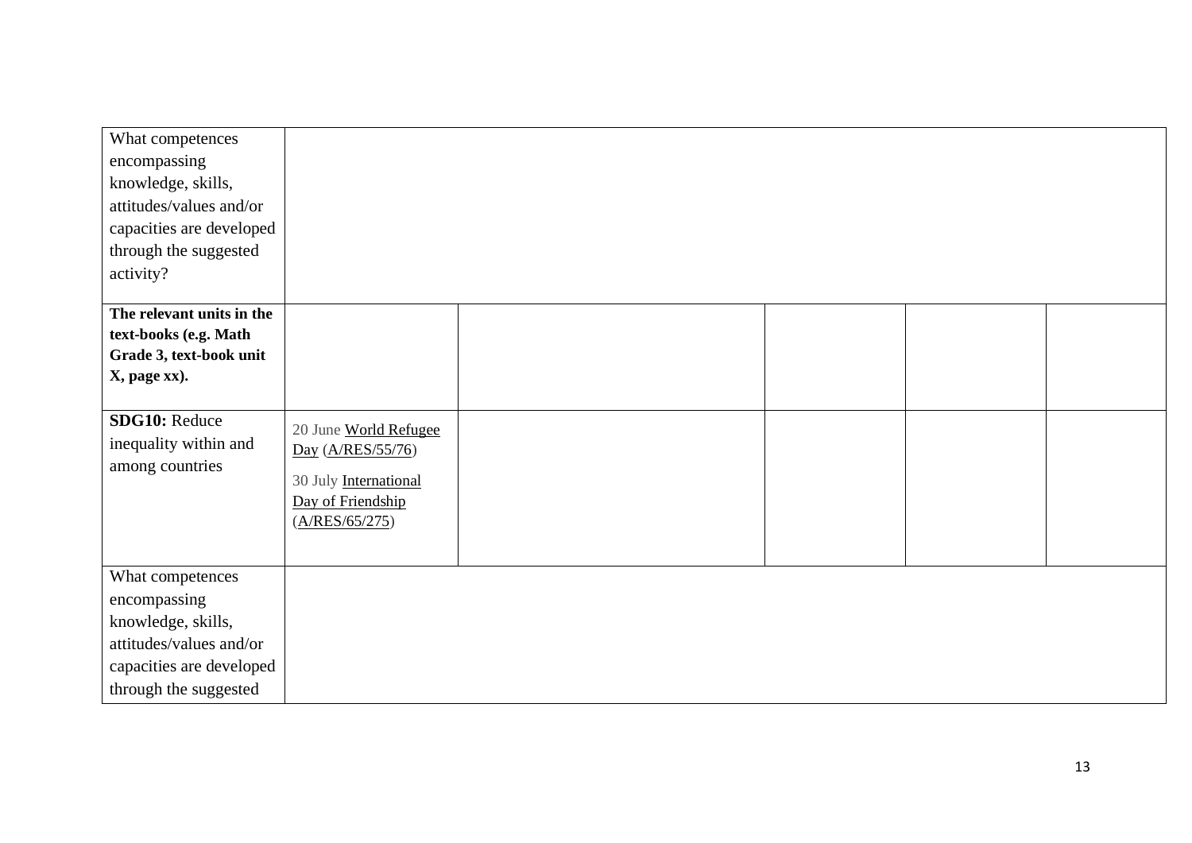| | | | | | |
|---|---|---|---|---|---|
| What competences encompassing knowledge, skills, attitudes/values and/or capacities are developed through the suggested activity? | | | | | |
| **The relevant units in the text-books (e.g. Math Grade 3, text-book unit X, page xx).** | | | | | |
| **SDG10:** Reduce inequality within and among countries | 20 June World Refugee Day (A/RES/55/76)<br><br>30 July International Day of Friendship (A/RES/65/275) | | | | |
| What competences encompassing knowledge, skills, attitudes/values and/or capacities are developed through the suggested | | | | | |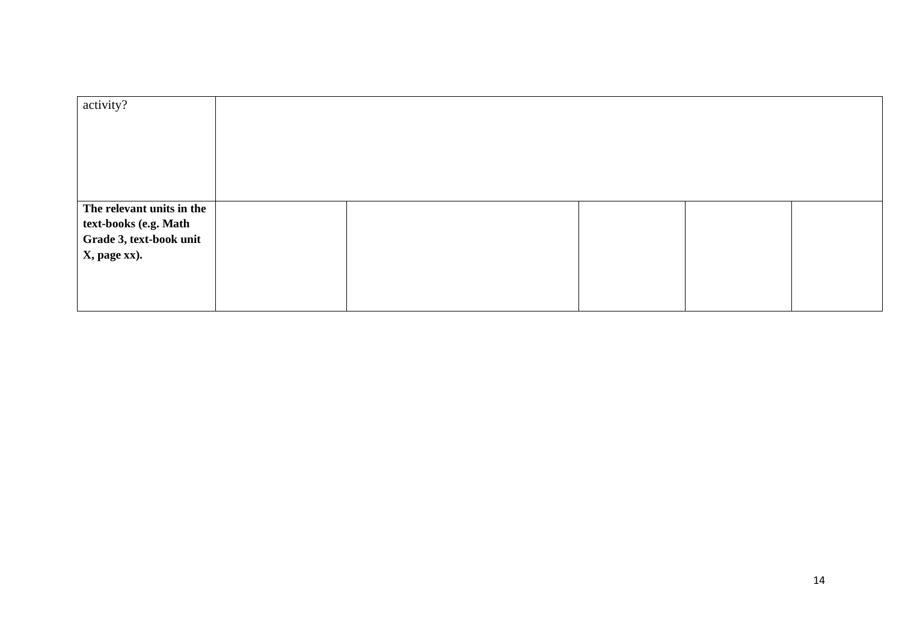| activity? | | | | | |
|---|---|---|---|---|---|
| **The relevant units in the text-books (e.g. Math Grade 3, text-book unit X, page xx).** | | | | | |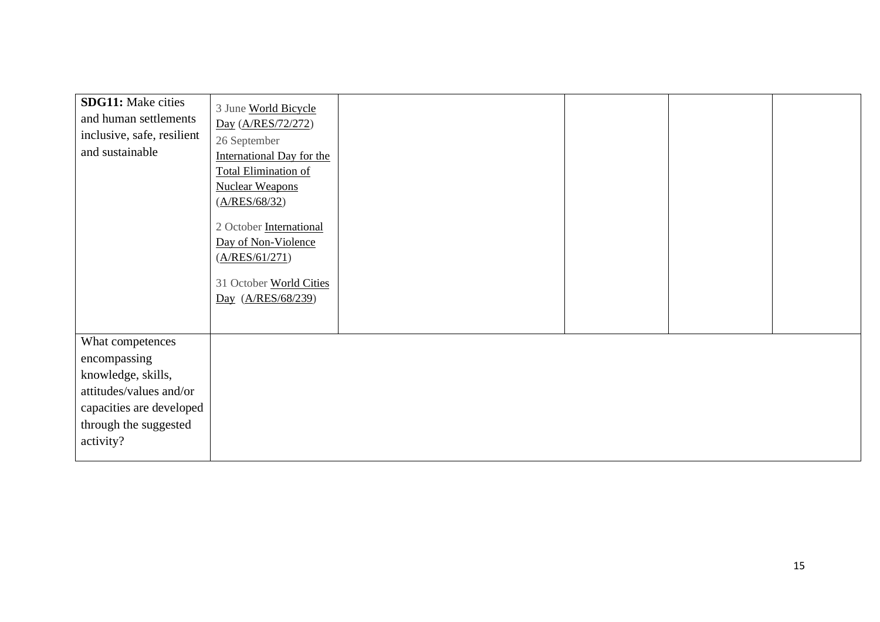| | | | | | |
|---|---|---|---|---|---|
| **SDG11:** Make cities and human settlements inclusive, safe, resilient and sustainable | 3 June World Bicycle Day (A/RES/72/272)<br>26 September International Day for the Total Elimination of Nuclear Weapons (A/RES/68/32)<br><br>2 October International Day of Non-Violence (A/RES/61/271)<br><br>31 October World Cities Day (A/RES/68/239) | | | | |
| What competences encompassing knowledge, skills, attitudes/values and/or capacities are developed through the suggested activity? | | | | | |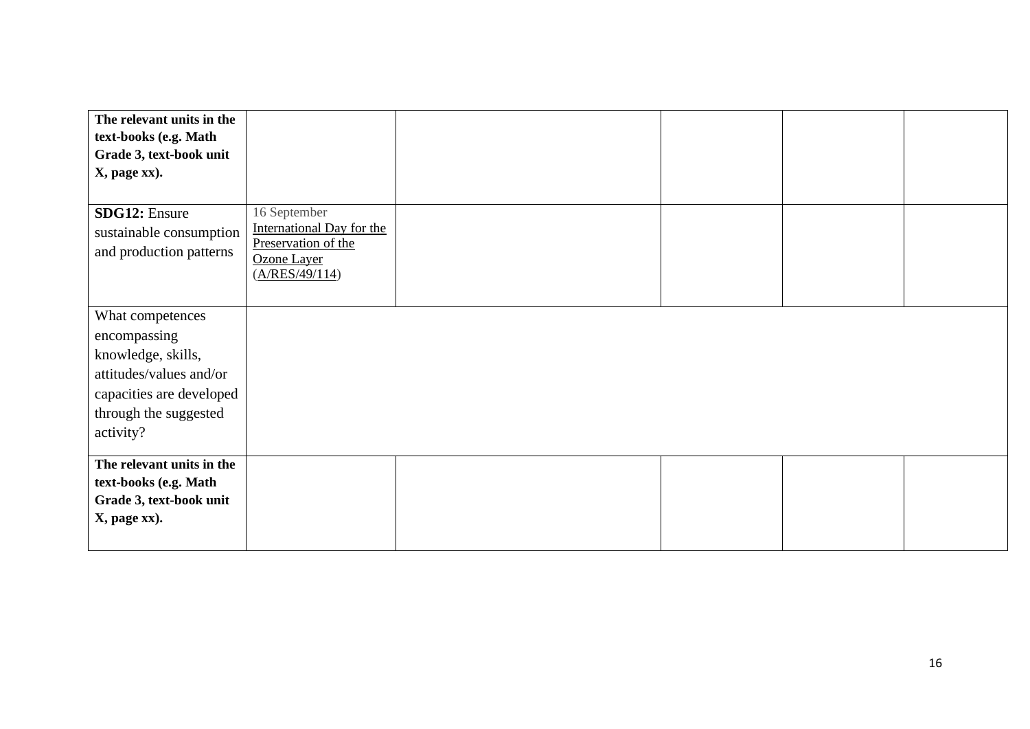| **The relevant units in the text-books (e.g. Math Grade 3, text-book unit X, page xx).** | | | | | |
|---|---|---|---|---|---|
| **SDG12:** Ensure sustainable consumption and production patterns | 16 September International Day for the Preservation of the Ozone Layer (A/RES/49/114) | | | | |
| What competences encompassing knowledge, skills, attitudes/values and/or capacities are developed through the suggested activity? | | | | | |
| **The relevant units in the text-books (e.g. Math Grade 3, text-book unit X, page xx).** | | | | | |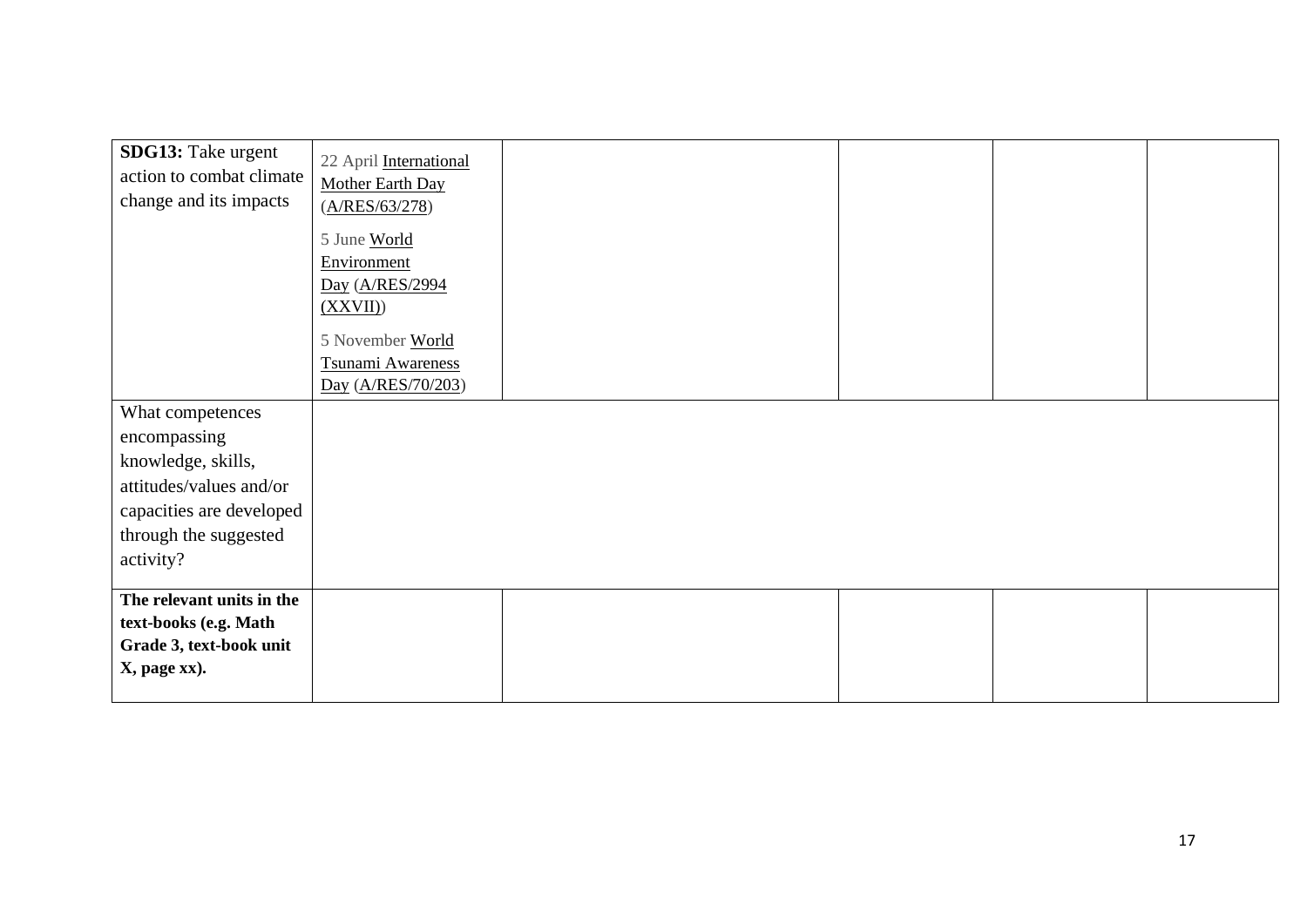| **SDG13:** Take urgent action to combat climate change and its impacts | 22 April International Mother Earth Day (A/RES/63/278)<br><br>5 June World Environment Day (A/RES/2994 (XXVII))<br><br>5 November World Tsunami Awareness Day (A/RES/70/203) | | | | |
|---|---|---|---|---|---|
| What competences encompassing knowledge, skills, attitudes/values and/or capacities are developed through the suggested activity? | | | | | |
| **The relevant units in the text-books (e.g. Math Grade 3, text-book unit X, page xx).** | | | | | |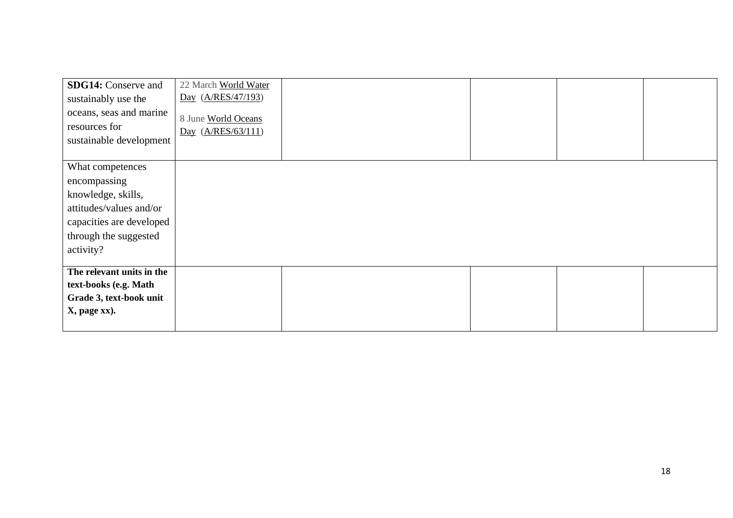| **SDG14:** Conserve and sustainably use the oceans, seas and marine resources for sustainable development | 22 March World Water Day (A/RES/47/193)<br><br>8 June World Oceans Day (A/RES/63/111) | | | | |
|---|---|---|---|---|---|
| What competences encompassing knowledge, skills, attitudes/values and/or capacities are developed through the suggested activity? | | | | | |
| **The relevant units in the text-books (e.g. Math Grade 3, text-book unit X, page xx).** | | | | | |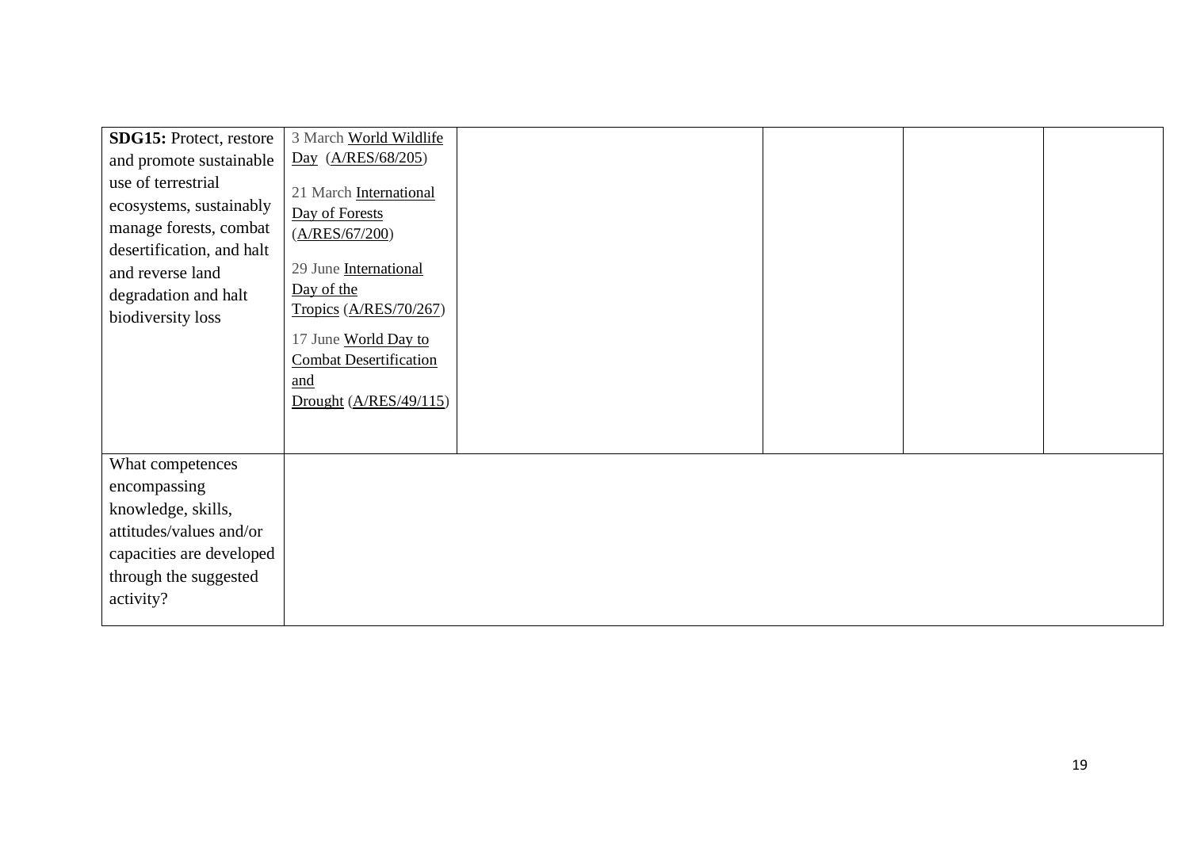| **SDG15:** Protect, restore and promote sustainable use of terrestrial ecosystems, sustainably manage forests, combat desertification, and halt and reverse land degradation and halt biodiversity loss | 3 March World Wildlife Day (A/RES/68/205)<br><br>21 March International Day of Forests (A/RES/67/200)<br><br>29 June International Day of the Tropics (A/RES/70/267)<br><br>17 June World Day to Combat Desertification and Drought (A/RES/49/115) | | | | |
|---|---|---|---|---|---|
| What competences encompassing knowledge, skills, attitudes/values and/or capacities are developed through the suggested activity? | | | | | |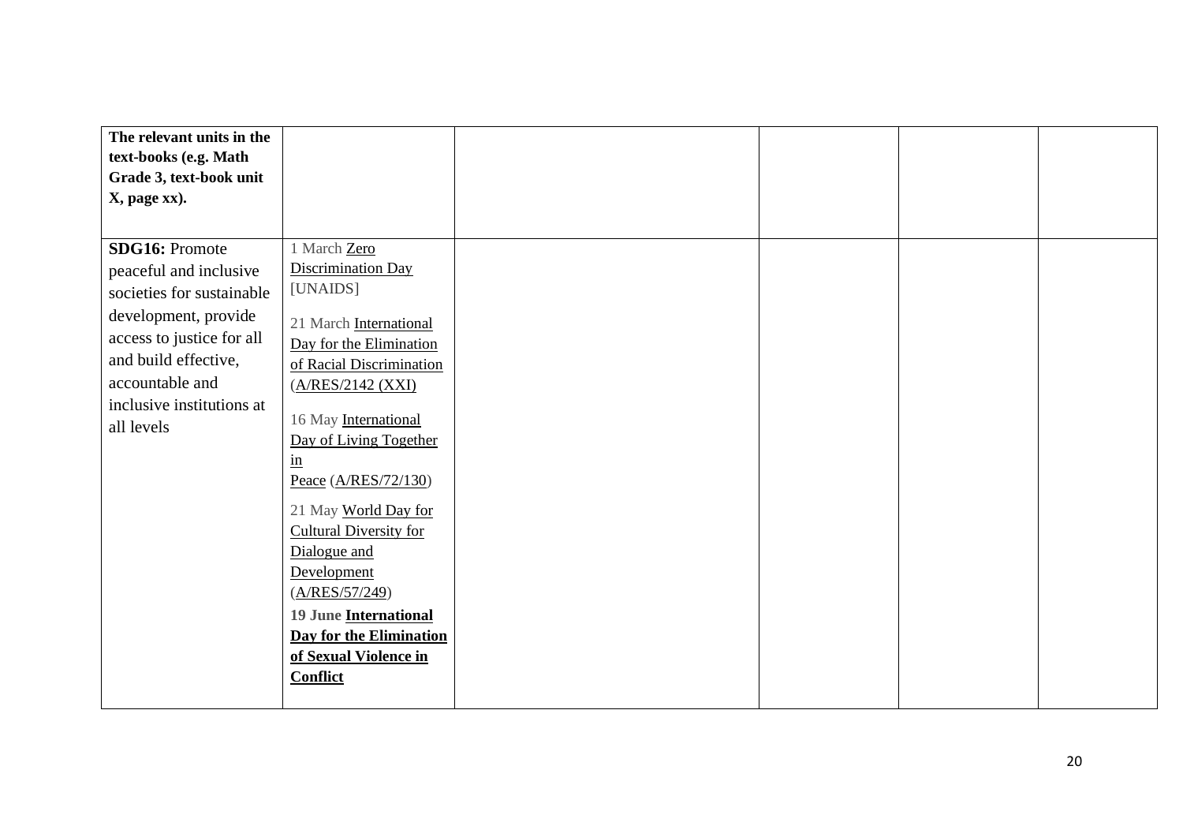| The relevant units in the text-books (e.g. Math Grade 3, text-book unit X, page xx). | | | | | |
|---|---|---|---|---|---|
| **SDG16:** Promote peaceful and inclusive societies for sustainable development, provide access to justice for all and build effective, accountable and inclusive institutions at all levels | 1 March Zero Discrimination Day [UNAIDS]<br><br>21 March International Day for the Elimination of Racial Discrimination (A/RES/2142 (XXI)<br><br>16 May International Day of Living Together in Peace (A/RES/72/130)<br><br>21 May World Day for Cultural Diversity for Dialogue and Development (A/RES/57/249)<br><br>**19 June International Day for the Elimination of Sexual Violence in Conflict** | | | | |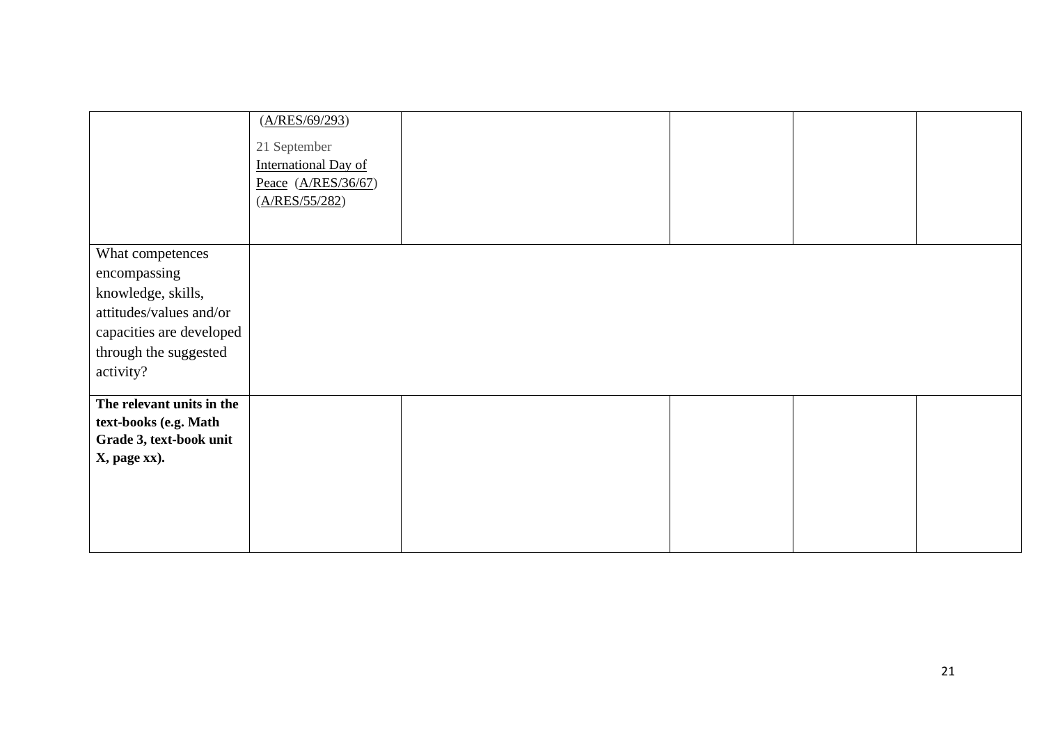| | | | | | |
|---|---|---|---|---|---|
| | (A/RES/69/293)<br><br>21 September<br>International Day of Peace (A/RES/36/67) (A/RES/55/282) | | | | |
| What competences encompassing knowledge, skills, attitudes/values and/or capacities are developed through the suggested activity? | | | | | |
| **The relevant units in the text-books (e.g. Math Grade 3, text-book unit X, page xx).** | | | | | |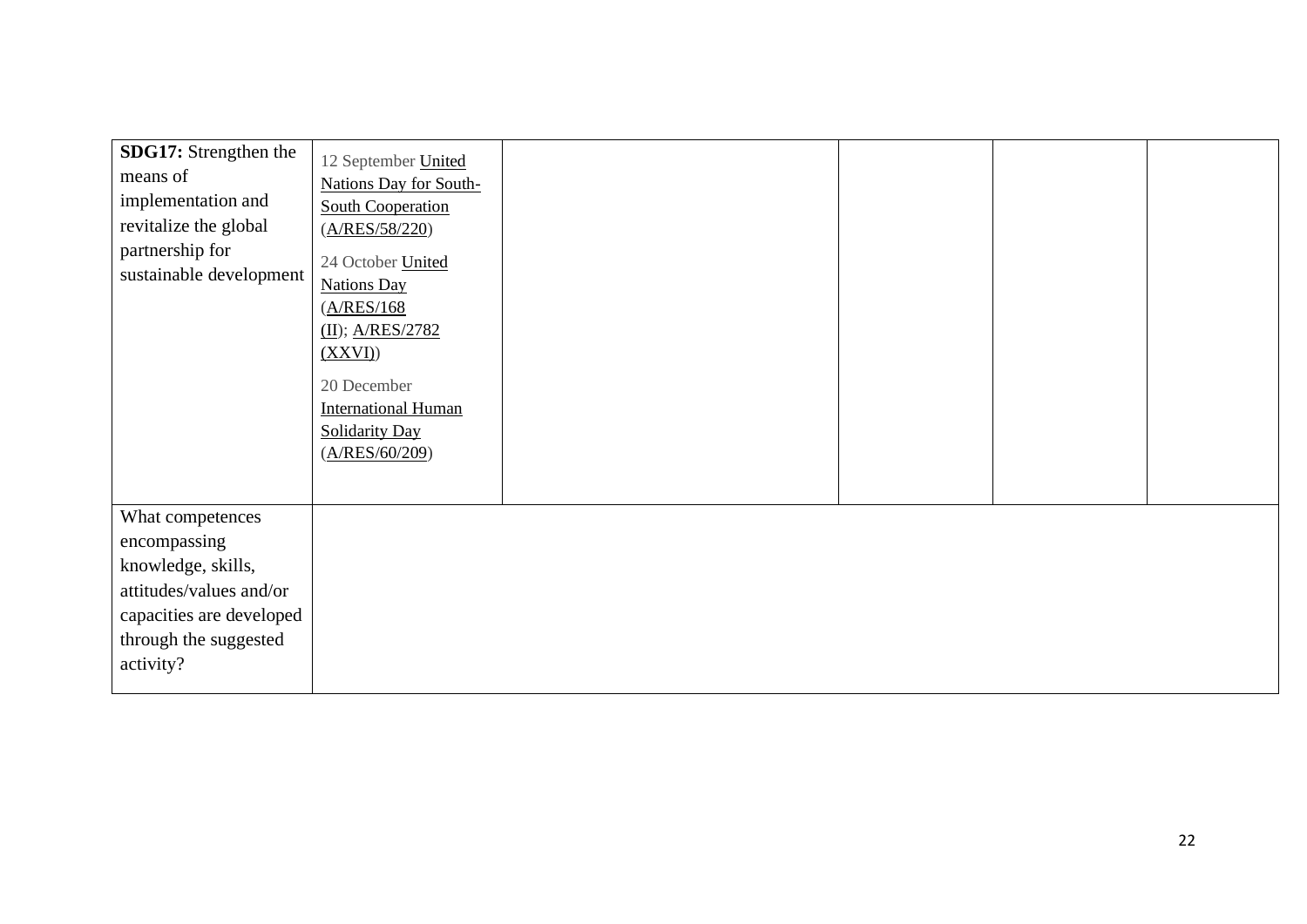| | | | | | |
|---|---|---|---|---|---|
| **SDG17:** Strengthen the means of implementation and revitalize the global partnership for sustainable development | 12 September United Nations Day for South-South Cooperation (A/RES/58/220)<br><br>24 October United Nations Day (A/RES/168 (II); A/RES/2782 (XXVI))<br><br>20 December International Human Solidarity Day (A/RES/60/209) | | | | |
| What competences encompassing knowledge, skills, attitudes/values and/or capacities are developed through the suggested activity? | | | | | |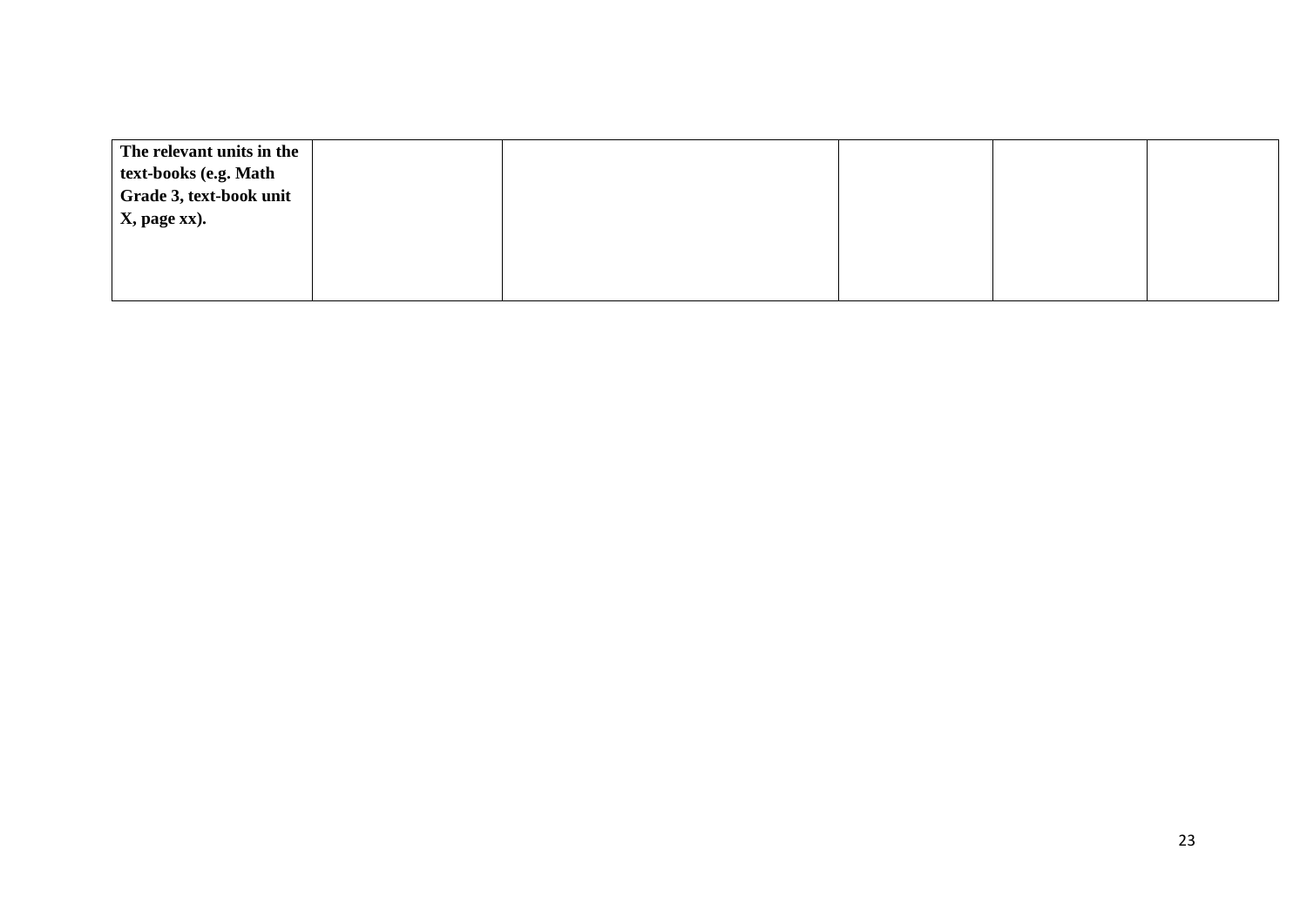| | | | | | |
|---|---|---|---|---|---|
| **The relevant units in the text-books (e.g. Math Grade 3, text-book unit X, page xx).** | | | | | |